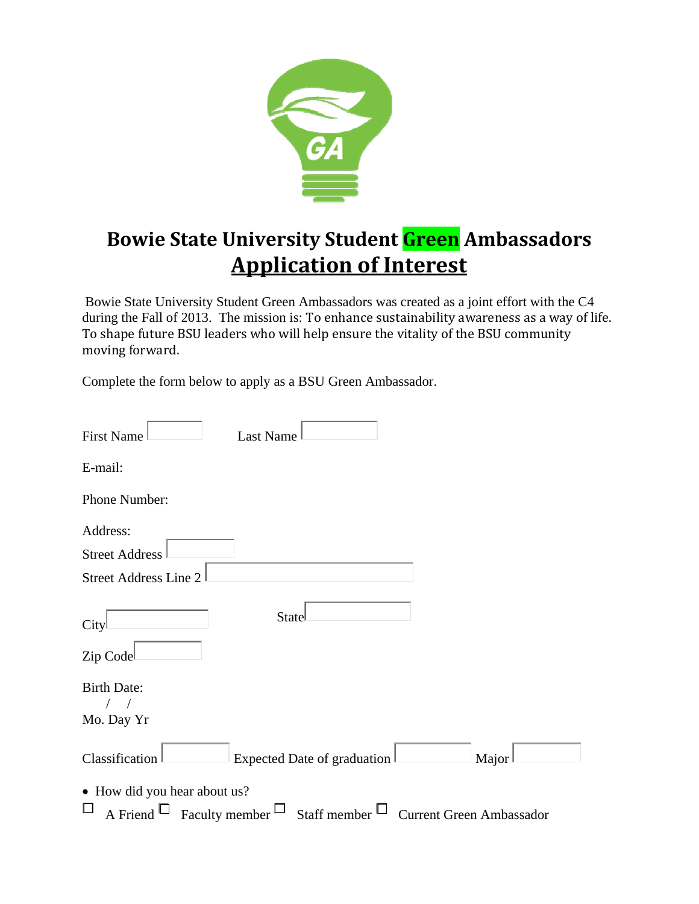# Bowie State University Student Green Ambassadors

## Application of Interest

Bowie State University Student Green Ambassadors was created as a joint effort with the C4 during the Fall of 2013. The mission is: To enhance sustainability awareness as a way of life. To shape future BSU leaders who will help ensure the vitality of the BSU community moving forward.

Complete the form below to apply as a BSU Green Ambassador.

First Name ______ Last Name ______

E-mail:

Phone Number:

Address:

Street Address ______

Street Address Line 2 ______

City ______ State ______

Zip Code ______

Birth Date:

/ /

Mo. Day Yr

Classification ______ Expected Date of graduation ______ Major ______

- How did you hear about us?

☐ A Friend ☐ Faculty member ☐ Staff member ☐ Current Green Ambassador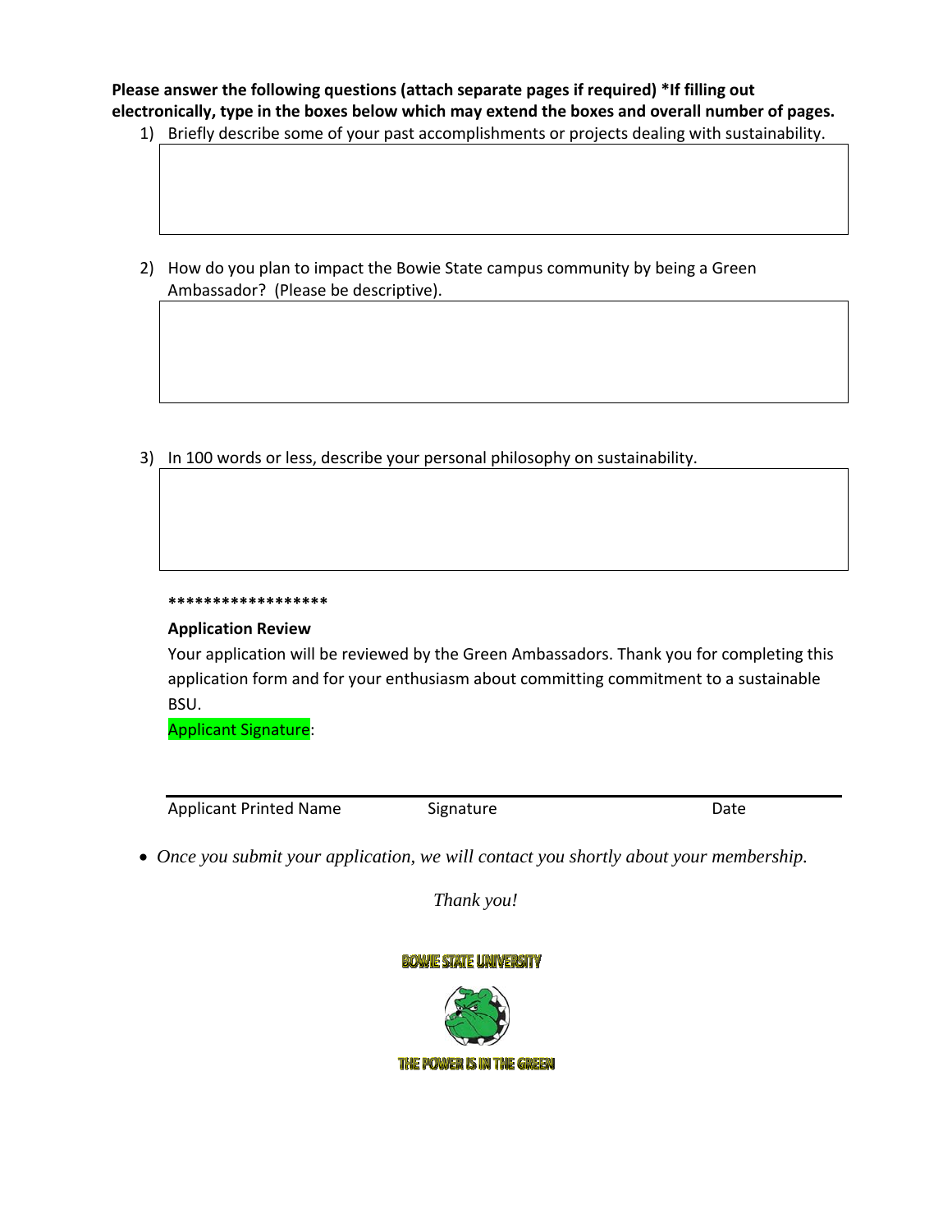**Please answer the following questions (attach separate pages if required) *If filling out electronically, type in the boxes below which may extend the boxes and overall number of pages.**

1) Briefly describe some of your past accomplishments or projects dealing with sustainability.

2) How do you plan to impact the Bowie State campus community by being a Green Ambassador? (Please be descriptive).

3) In 100 words or less, describe your personal philosophy on sustainability.

******************

**Application Review**

Your application will be reviewed by the Green Ambassadors. Thank you for completing this application form and for your enthusiasm about committing commitment to a sustainable BSU.

Applicant Signature:

Applicant Printed Name    Signature    Date

- *Once you submit your application, we will contact you shortly about your membership.*

*Thank you!*

BOWIE STATE UNIVERSITY

THE POWER IS IN THE GREEN